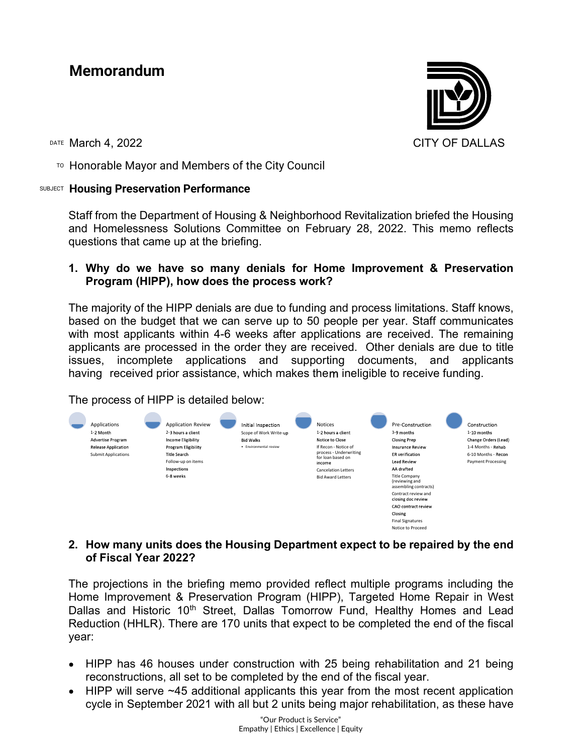# Memorandum

CITY OF DALLAS

DATE March 4, 2022

TO Honorable Mayor and Members of the City Council

SUBJECT **Housing Preservation Performance**

Staff from the Department of Housing & Neighborhood Revitalization briefed the Housing and Homelessness Solutions Committee on February 28, 2022. This memo reflects questions that came up at the briefing.

**1. Why do we have so many denials for Home Improvement & Preservation Program (HIPP), how does the process work?**

The majority of the HIPP denials are due to funding and process limitations. Staff knows, based on the budget that we can serve up to 50 people per year. Staff communicates with most applicants within 4-6 weeks after applications are received. The remaining applicants are processed in the order they are received. Other denials are due to title issues, incomplete applications and supporting documents, and applicants having received prior assistance, which makes them ineligible to receive funding.

The process of HIPP is detailed below:

**Applications**
- 1-2 Month
- Advertise Program
- Release Application
- Submit Applications

**Application Review**
- 2-3 hours a client
- Income Eligibility
- Program Eligibility
- Title Search
- Follow-up on items
- Inspections
- 6-8 weeks

**Initial Inspection**
- Scope of Work Write-up
- Bid Walks
  - Environmental review

**Notices**
- 1-2 hours a client
- Notice to Close
- If Recon - Notice of process - Underwriting for loan based on income
- Cancelation Letters
- Bid Award Letters

**Pre-Construction**
- 3-9 months
- Closing Prep
- Insurance Review
- ER verification
- Lead Review
- AA drafted
- Title Company (reviewing and assembling contracts)
- Contract review and closing doc review
- CAO contract review
- Closing
- Final Signatures
- Notice to Proceed

**Construction**
- 1-10 months
- Change Orders (Lead)
- 1-4 Months - Rehab
- 6-10 Months - Recon
- Payment Processing

**2. How many units does the Housing Department expect to be repaired by the end of Fiscal Year 2022?**

The projections in the briefing memo provided reflect multiple programs including the Home Improvement & Preservation Program (HIPP), Targeted Home Repair in West Dallas and Historic 10th Street, Dallas Tomorrow Fund, Healthy Homes and Lead Reduction (HHLR). There are 170 units that expect to be completed the end of the fiscal year:

- HIPP has 46 houses under construction with 25 being rehabilitation and 21 being reconstructions, all set to be completed by the end of the fiscal year.
- HIPP will serve ~45 additional applicants this year from the most recent application cycle in September 2021 with all but 2 units being major rehabilitation, as these have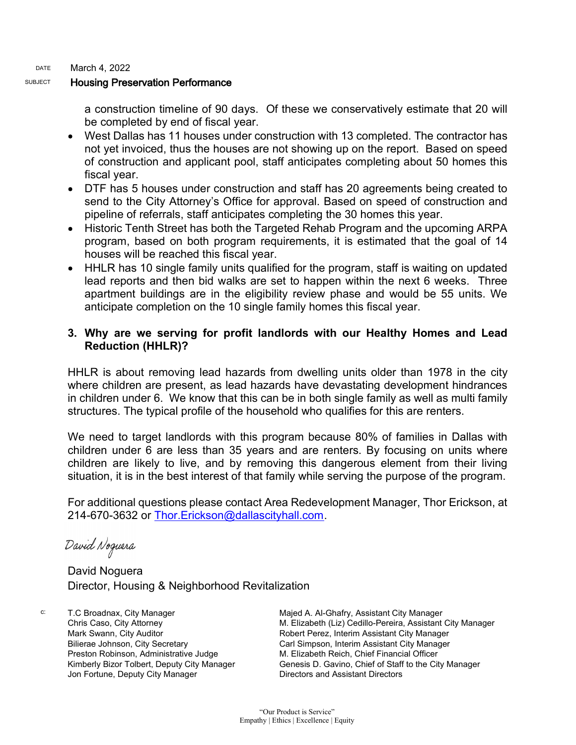a construction timeline of 90 days. Of these we conservatively estimate that 20 will be completed by end of fiscal year.

- West Dallas has 11 houses under construction with 13 completed. The contractor has not yet invoiced, thus the houses are not showing up on the report. Based on speed of construction and applicant pool, staff anticipates completing about 50 homes this fiscal year.
- DTF has 5 houses under construction and staff has 20 agreements being created to send to the City Attorney's Office for approval. Based on speed of construction and pipeline of referrals, staff anticipates completing the 30 homes this year.
- Historic Tenth Street has both the Targeted Rehab Program and the upcoming ARPA program, based on both program requirements, it is estimated that the goal of 14 houses will be reached this fiscal year.
- HHLR has 10 single family units qualified for the program, staff is waiting on updated lead reports and then bid walks are set to happen within the next 6 weeks. Three apartment buildings are in the eligibility review phase and would be 55 units. We anticipate completion on the 10 single family homes this fiscal year.

**3. Why are we serving for profit landlords with our Healthy Homes and Lead Reduction (HHLR)?**

HHLR is about removing lead hazards from dwelling units older than 1978 in the city where children are present, as lead hazards have devastating development hindrances in children under 6. We know that this can be in both single family as well as multi family structures. The typical profile of the household who qualifies for this are renters.

We need to target landlords with this program because 80% of families in Dallas with children under 6 are less than 35 years and are renters. By focusing on units where children are likely to live, and by removing this dangerous element from their living situation, it is in the best interest of that family while serving the purpose of the program.

For additional questions please contact Area Redevelopment Manager, Thor Erickson, at 214-670-3632 or Thor.Erickson@dallascityhall.com.

David Noguera

David Noguera
Director, Housing & Neighborhood Revitalization

c:
T.C Broadnax, City Manager
Chris Caso, City Attorney
Mark Swann, City Auditor
Bilierae Johnson, City Secretary
Preston Robinson, Administrative Judge
Kimberly Bizor Tolbert, Deputy City Manager
Jon Fortune, Deputy City Manager
Majed A. Al-Ghafry, Assistant City Manager
M. Elizabeth (Liz) Cedillo-Pereira, Assistant City Manager
Robert Perez, Interim Assistant City Manager
Carl Simpson, Interim Assistant City Manager
M. Elizabeth Reich, Chief Financial Officer
Genesis D. Gavino, Chief of Staff to the City Manager
Directors and Assistant Directors